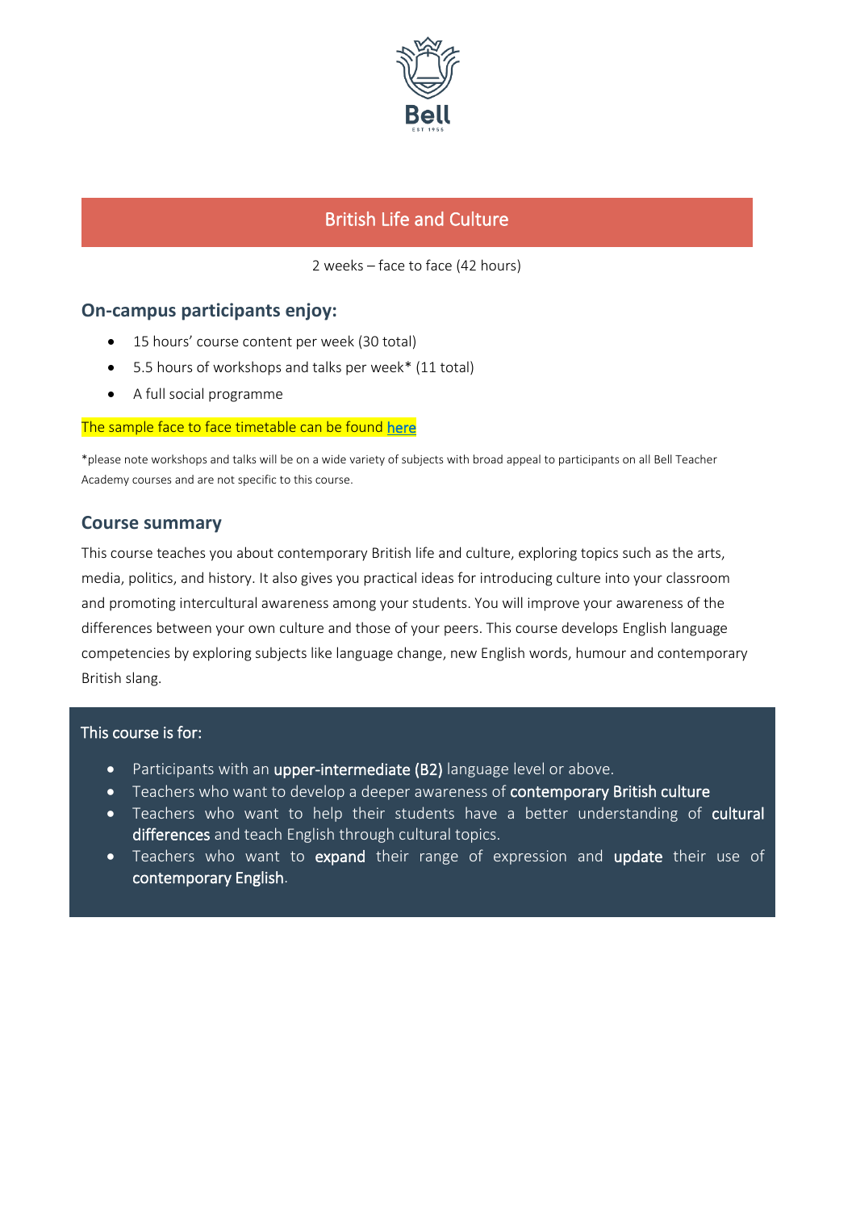# British Life and Culture

2 weeks – face to face (42 hours)

## On-campus participants enjoy:

- 15 hours' course content per week (30 total)
- 5.5 hours of workshops and talks per week* (11 total)
- A full social programme

The sample face to face timetable can be found [here]

*please note workshops and talks will be on a wide variety of subjects with broad appeal to participants on all Bell Teacher Academy courses and are not specific to this course.

## Course summary

This course teaches you about contemporary British life and culture, exploring topics such as the arts, media, politics, and history. It also gives you practical ideas for introducing culture into your classroom and promoting intercultural awareness among your students. You will improve your awareness of the differences between your own culture and those of your peers. This course develops English language competencies by exploring subjects like language change, new English words, humour and contemporary British slang.

### This course is for:

- Participants with an **upper-intermediate (B2)** language level or above.
- Teachers who want to develop a deeper awareness of **contemporary British culture**
- Teachers who want to help their students have a better understanding of **cultural differences** and teach English through cultural topics.
- Teachers who want to **expand** their range of expression and **update** their use of **contemporary English**.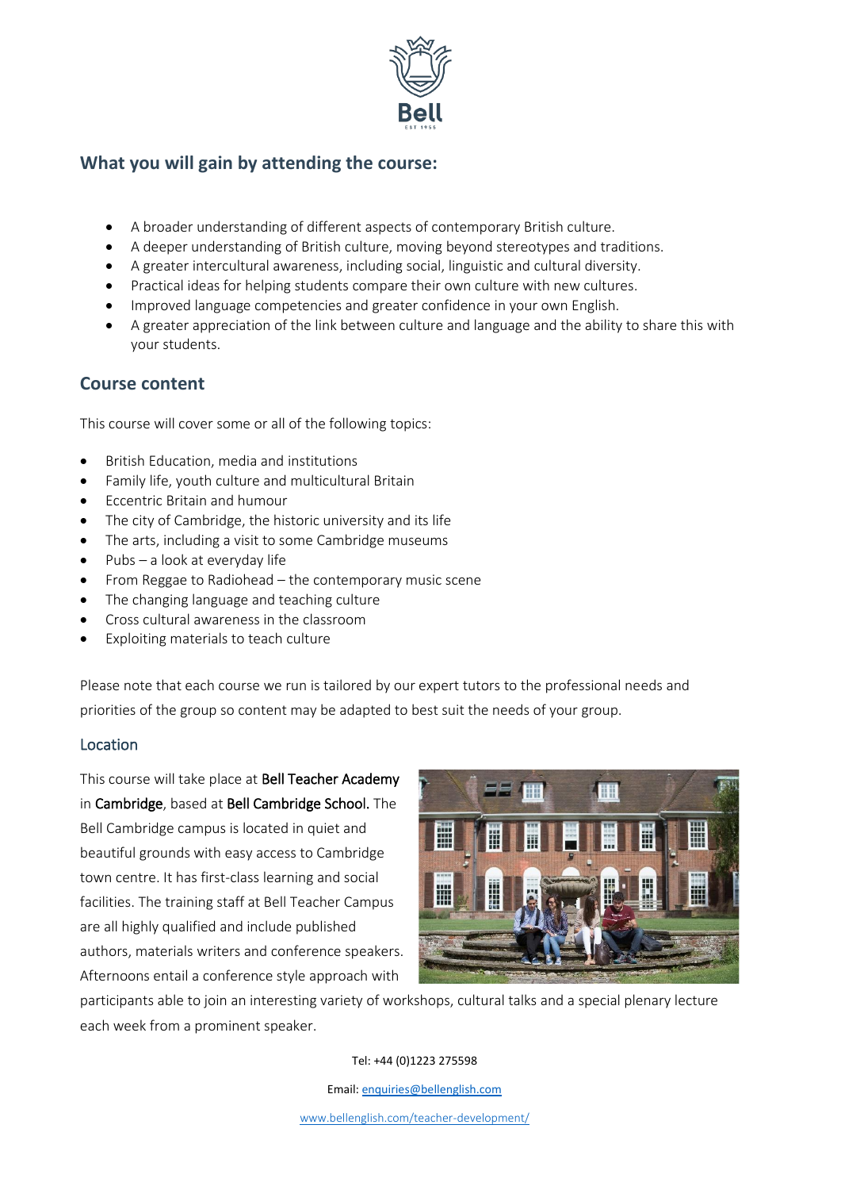## What you will gain by attending the course:

- A broader understanding of different aspects of contemporary British culture.
- A deeper understanding of British culture, moving beyond stereotypes and traditions.
- A greater intercultural awareness, including social, linguistic and cultural diversity.
- Practical ideas for helping students compare their own culture with new cultures.
- Improved language competencies and greater confidence in your own English.
- A greater appreciation of the link between culture and language and the ability to share this with your students.

## Course content

This course will cover some or all of the following topics:

- British Education, media and institutions
- Family life, youth culture and multicultural Britain
- Eccentric Britain and humour
- The city of Cambridge, the historic university and its life
- The arts, including a visit to some Cambridge museums
- Pubs – a look at everyday life
- From Reggae to Radiohead – the contemporary music scene
- The changing language and teaching culture
- Cross cultural awareness in the classroom
- Exploiting materials to teach culture

Please note that each course we run is tailored by our expert tutors to the professional needs and priorities of the group so content may be adapted to best suit the needs of your group.

### Location

This course will take place at **Bell Teacher Academy** in **Cambridge**, based at **Bell Cambridge School.** The Bell Cambridge campus is located in quiet and beautiful grounds with easy access to Cambridge town centre. It has first-class learning and social facilities. The training staff at Bell Teacher Campus are all highly qualified and include published authors, materials writers and conference speakers. Afternoons entail a conference style approach with participants able to join an interesting variety of workshops, cultural talks and a special plenary lecture each week from a prominent speaker.

Tel: +44 (0)1223 275598

Email: enquiries@bellenglish.com

www.bellenglish.com/teacher-development/